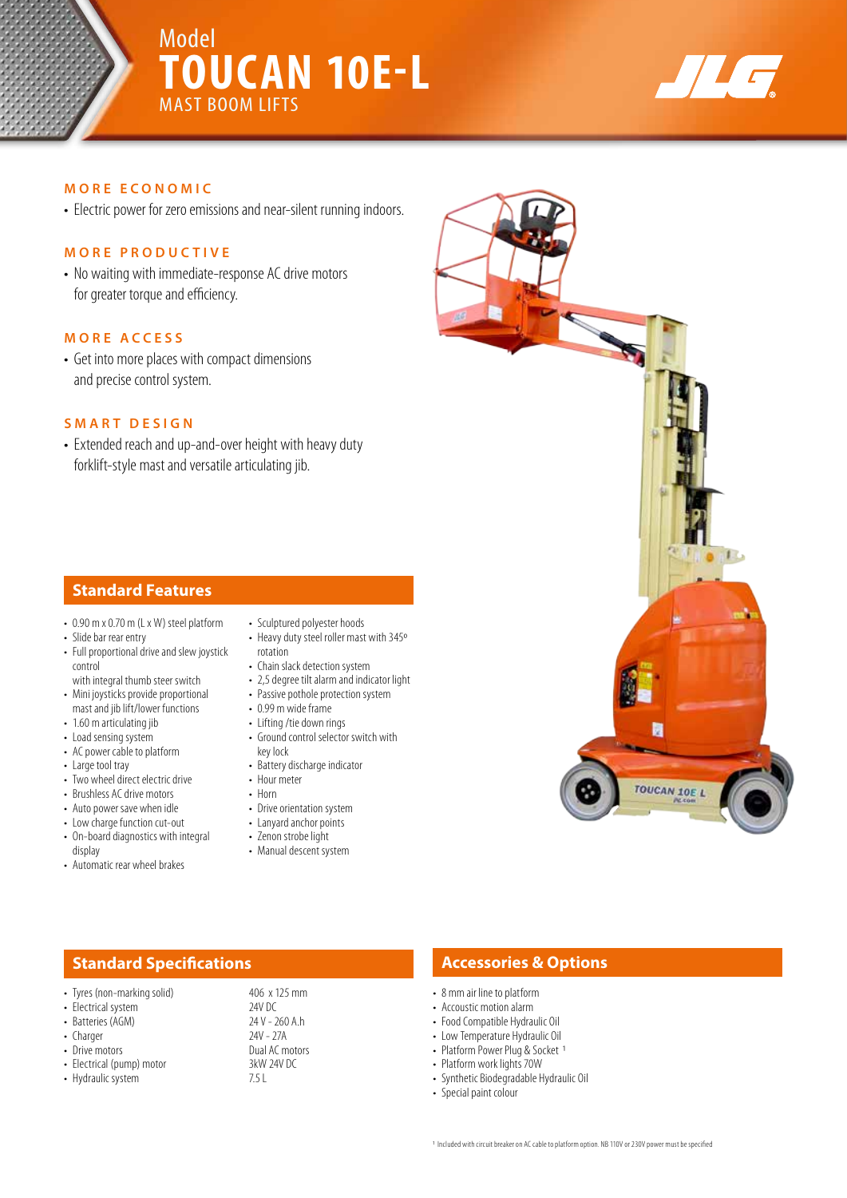Model

# TOUCAN 10E-L

MAST BOOM LIFTS

## MORE ECONOMIC

- Electric power for zero emissions and near-silent running indoors.

## MORE PRODUCTIVE

- No waiting with immediate-response AC drive motors for greater torque and efficiency.

## MORE ACCESS

- Get into more places with compact dimensions and precise control system.

## SMART DESIGN

- Extended reach and up-and-over height with heavy duty forklift-style mast and versatile articulating jib.

## Standard Features

- 0.90 m x 0.70 m (L x W) steel platform
- Slide bar rear entry
- Full proportional drive and slew joystick control with integral thumb steer switch
- Mini joysticks provide proportional mast and jib lift/lower functions
- 1.60 m articulating jib
- Load sensing system
- AC power cable to platform
- Large tool tray
- Two wheel direct electric drive
- Brushless AC drive motors
- Auto power save when idle
- Low charge function cut-out
- On-board diagnostics with integral display
- Automatic rear wheel brakes
- Sculptured polyester hoods
- Heavy duty steel roller mast with 345º rotation
- Chain slack detection system
- 2,5 degree tilt alarm and indicator light
- Passive pothole protection system
- 0.99 m wide frame
- Lifting /tie down rings
- Ground control selector switch with key lock
- Battery discharge indicator
- Hour meter
- Horn
- Drive orientation system
- Lanyard anchor points
- Zenon strobe light
- Manual descent system

## Standard Specifications

| | |
|---|---|
| Tyres (non-marking solid) | 406 x 125 mm |
| Electrical system | 24V DC |
| Batteries (AGM) | 24 V - 260 A.h |
| Charger | 24V - 27A |
| Drive motors | Dual AC motors |
| Electrical (pump) motor | 3kW 24V DC |
| Hydraulic system | 7.5 L |

## Accessories & Options

- 8 mm air line to platform
- Accoustic motion alarm
- Food Compatible Hydraulic Oil
- Low Temperature Hydraulic Oil
- Platform Power Plug & Socket [1]
- Platform work lights 70W
- Synthetic Biodegradable Hydraulic Oil
- Special paint colour

[1] Included with circuit breaker on AC cable to platform option. NB 110V or 230V power must be specified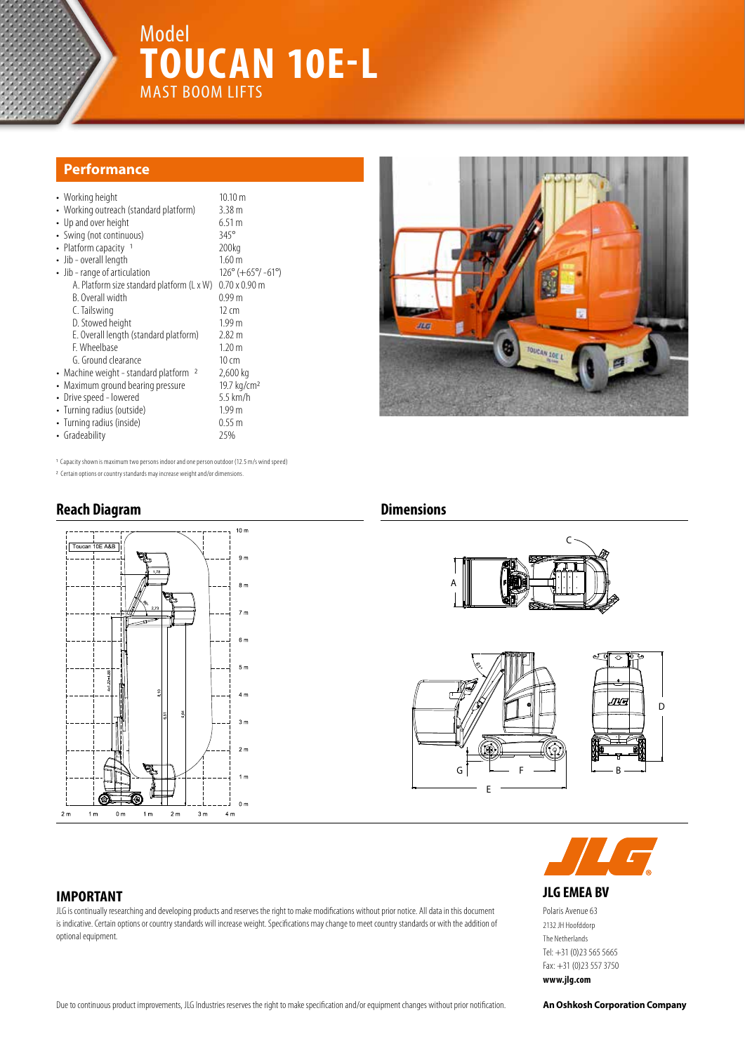Model
# TOUCAN 10E-L
MAST BOOM LIFTS

## Performance

| | |
|---|---|
| • Working height | 10.10 m |
| • Working outreach (standard platform) | 3.38 m |
| • Up and over height | 6.51 m |
| • Swing (not continuous) | 345° |
| • Platform capacity [1] | 200kg |
| • Jib - overall length | 1.60 m |
| • Jib - range of articulation | 126° (+65°/ -61°) |
| A. Platform size standard platform (L x W) | 0.70 x 0.90 m |
| B. Overall width | 0.99 m |
| C. Tailswing | 12 cm |
| D. Stowed height | 1.99 m |
| E. Overall length (standard platform) | 2.82 m |
| F. Wheelbase | 1.20 m |
| G. Ground clearance | 10 cm |
| • Machine weight - standard platform [2] | 2,600 kg |
| • Maximum ground bearing pressure | 19.7 kg/cm² |
| • Drive speed - lowered | 5.5 km/h |
| • Turning radius (outside) | 1.99 m |
| • Turning radius (inside) | 0.55 m |
| • Gradeability | 25% |

[1] Capacity shown is maximum two persons indoor and one person outdoor (12.5 m/s wind speed)

[2] Certain options or country standards may increase weight and/or dimensions.

## Reach Diagram

Toucan 10E A&B

10 m
9 m
8 m
7 m
6 m
5 m
4 m
3 m
2 m
1 m
0 m

2 m 1 m 0 m 1 m 2 m 3 m 4 m

## Dimensions

A B C D E F G

## IMPORTANT

JLG is continually researching and developing products and reserves the right to make modifications without prior notice. All data in this document is indicative. Certain options or country standards will increase weight. Specifications may change to meet country standards or with the addition of optional equipment.

**JLG EMEA BV**

Polaris Avenue 63
2132 JH Hoofddorp
The Netherlands
Tel: +31 (0)23 565 5665
Fax: +31 (0)23 557 3750
**www.jlg.com**

Due to continuous product improvements, JLG Industries reserves the right to make specification and/or equipment changes without prior notification.

**An Oshkosh Corporation Company**